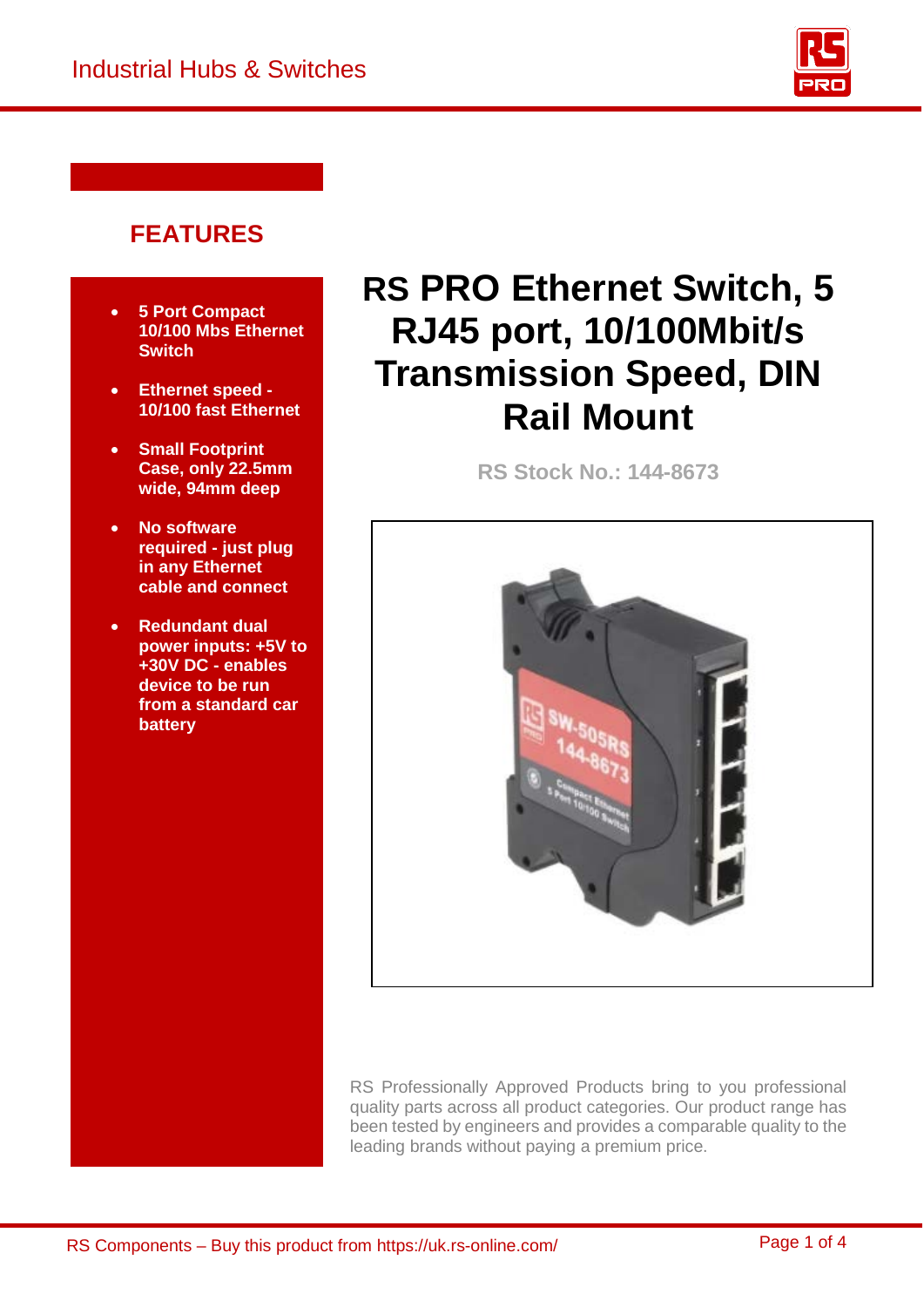# RS PRO Ethernet Switch, 5 RJ45 port, 10/100Mbit/s Transmission Speed, DIN Rail Mount

**RS Stock No.: 144-8673**

## FEATURES

- **5 Port Compact 10/100 Mbs Ethernet Switch**
- **Ethernet speed - 10/100 fast Ethernet**
- **Small Footprint Case, only 22.5mm wide, 94mm deep**
- **No software required - just plug in any Ethernet cable and connect**
- **Redundant dual power inputs: +5V to +30V DC - enables device to be run from a standard car battery**

RS Professionally Approved Products bring to you professional quality parts across all product categories. Our product range has been tested by engineers and provides a comparable quality to the leading brands without paying a premium price.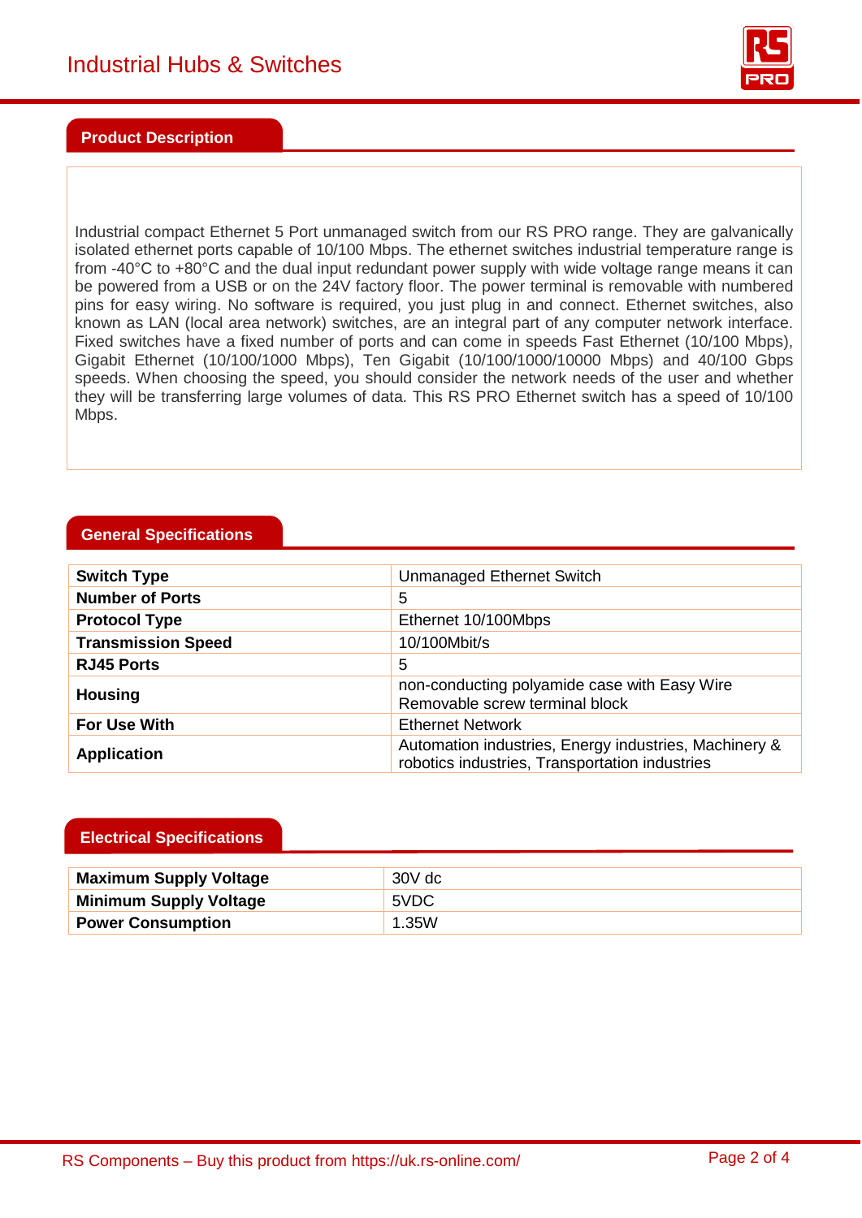## Product Description

Industrial compact Ethernet 5 Port unmanaged switch from our RS PRO range. They are galvanically isolated ethernet ports capable of 10/100 Mbps. The ethernet switches industrial temperature range is from -40°C to +80°C and the dual input redundant power supply with wide voltage range means it can be powered from a USB or on the 24V factory floor. The power terminal is removable with numbered pins for easy wiring. No software is required, you just plug in and connect. Ethernet switches, also known as LAN (local area network) switches, are an integral part of any computer network interface. Fixed switches have a fixed number of ports and can come in speeds Fast Ethernet (10/100 Mbps), Gigabit Ethernet (10/100/1000 Mbps), Ten Gigabit (10/100/1000/10000 Mbps) and 40/100 Gbps speeds. When choosing the speed, you should consider the network needs of the user and whether they will be transferring large volumes of data. This RS PRO Ethernet switch has a speed of 10/100 Mbps.

## General Specifications

| | |
|---|---|
| **Switch Type** | Unmanaged Ethernet Switch |
| **Number of Ports** | 5 |
| **Protocol Type** | Ethernet 10/100Mbps |
| **Transmission Speed** | 10/100Mbit/s |
| **RJ45 Ports** | 5 |
| **Housing** | non-conducting polyamide case with Easy Wire Removable screw terminal block |
| **For Use With** | Ethernet Network |
| **Application** | Automation industries, Energy industries, Machinery & robotics industries, Transportation industries |

## Electrical Specifications

| | |
|---|---|
| **Maximum Supply Voltage** | 30V dc |
| **Minimum Supply Voltage** | 5VDC |
| **Power Consumption** | 1.35W |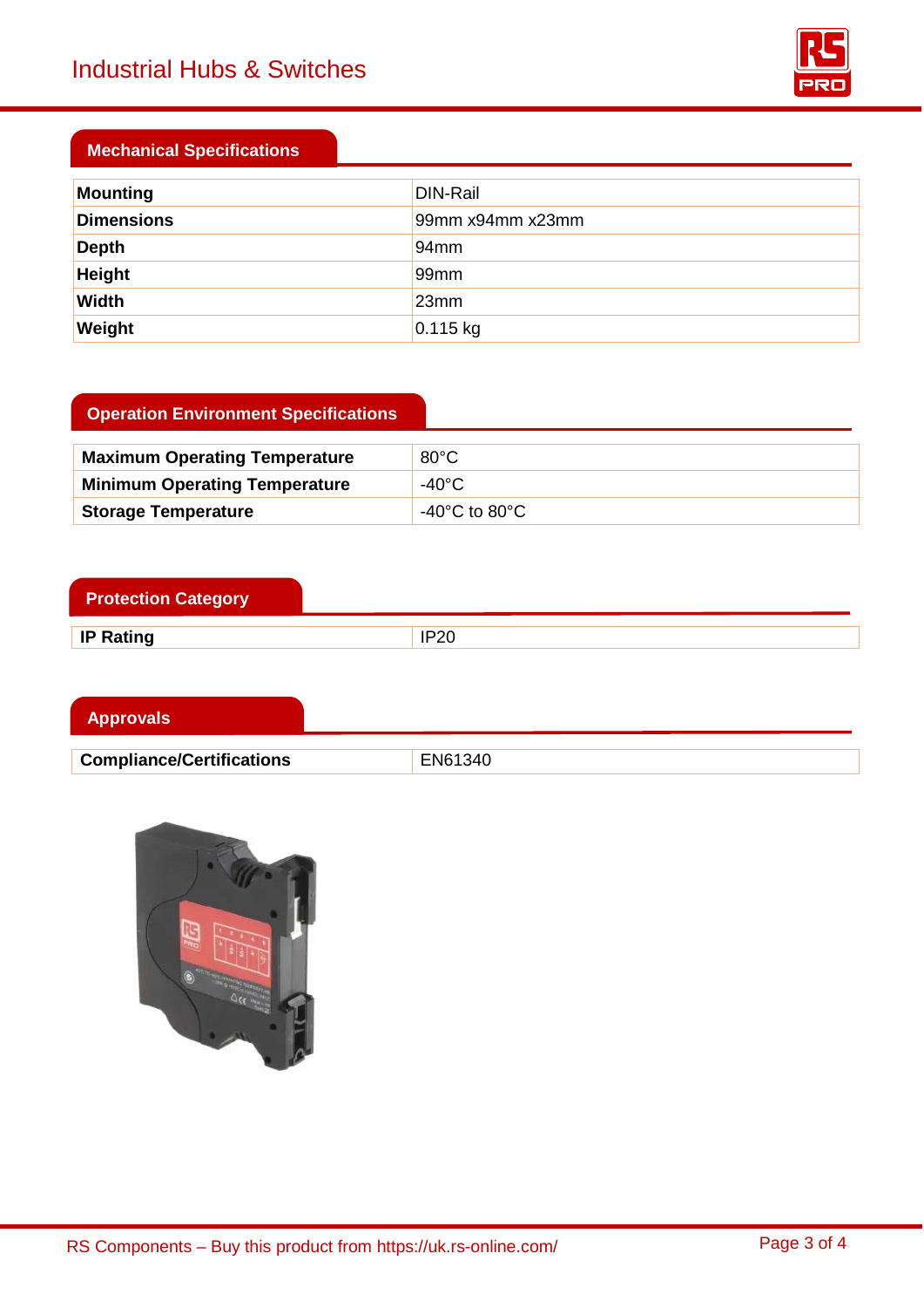## Mechanical Specifications

| | |
|---|---|
| **Mounting** | DIN-Rail |
| **Dimensions** | 99mm x94mm x23mm |
| **Depth** | 94mm |
| **Height** | 99mm |
| **Width** | 23mm |
| **Weight** | 0.115 kg |

## Operation Environment Specifications

| | |
|---|---|
| **Maximum Operating Temperature** | 80°C |
| **Minimum Operating Temperature** | -40°C |
| **Storage Temperature** | -40°C to 80°C |

## Protection Category

| | |
|---|---|
| **IP Rating** | IP20 |

## Approvals

| | |
|---|---|
| **Compliance/Certifications** | EN61340 |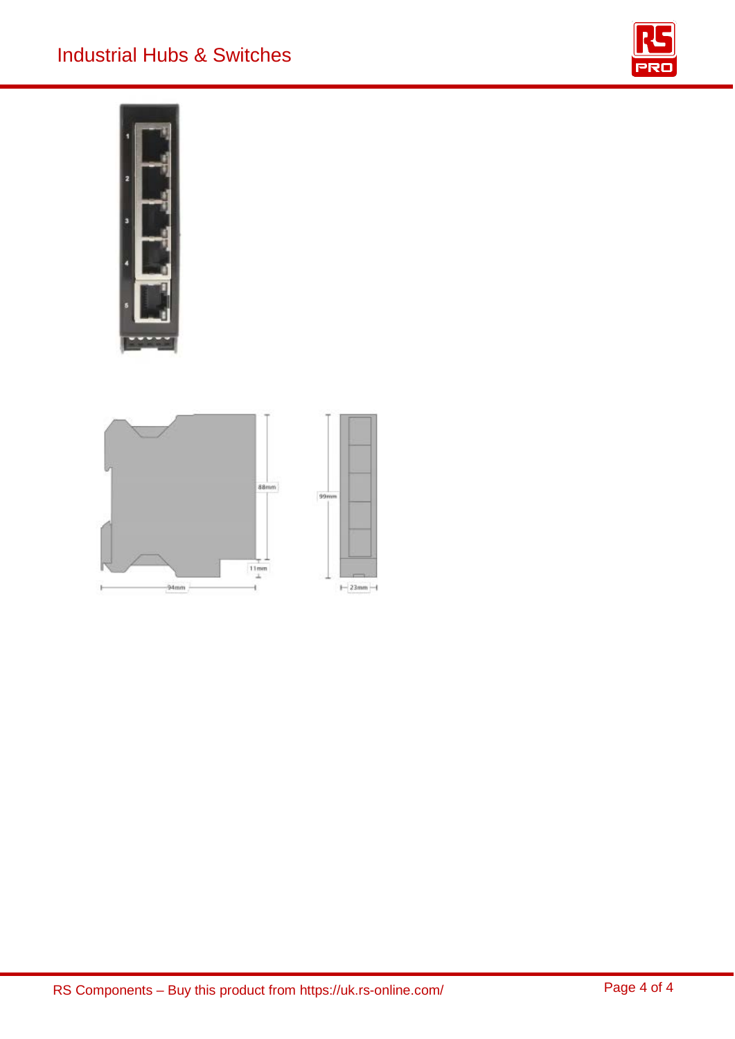88mm

11mm

94mm

99mm

23mm